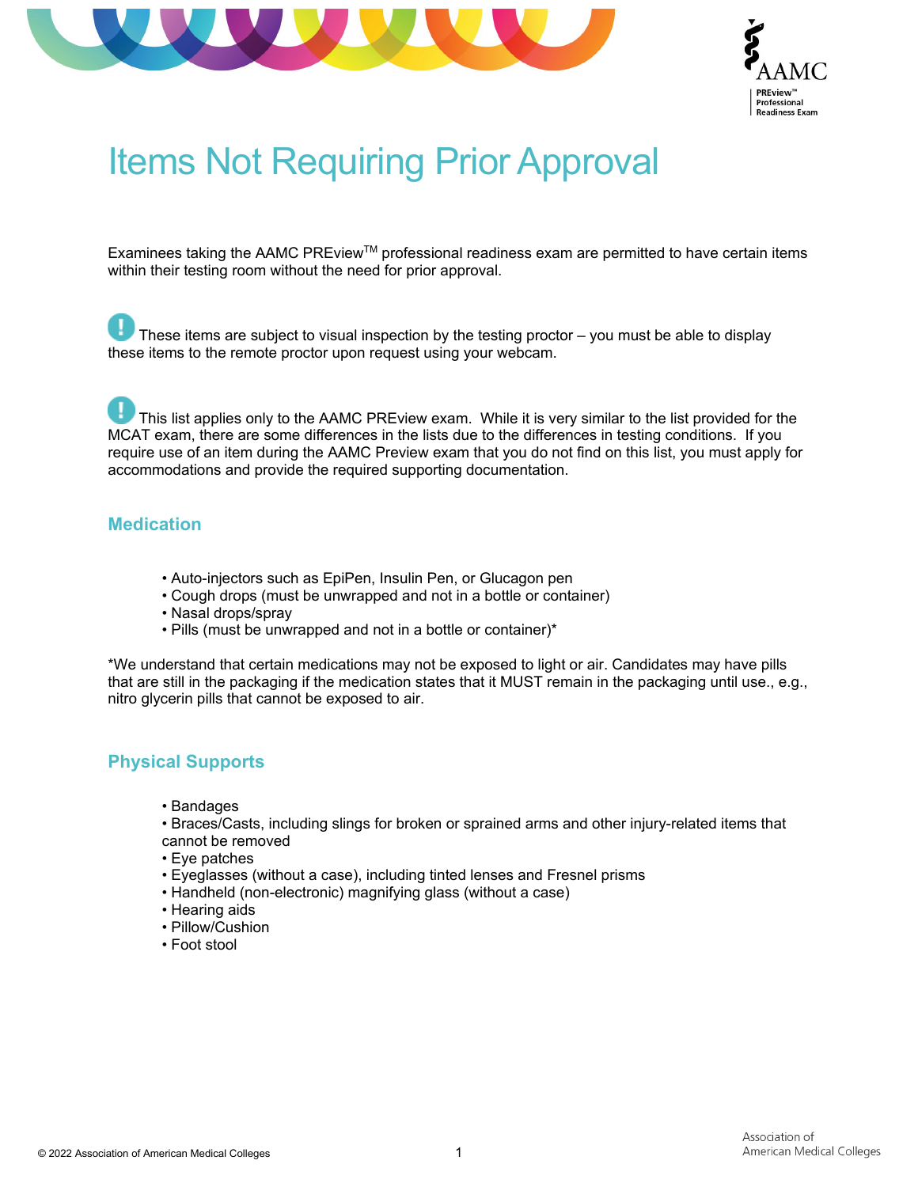# Items Not Requiring Prior Approval

Examinees taking the AAMC PREview™ professional readiness exam are permitted to have certain items within their testing room without the need for prior approval.

These items are subject to visual inspection by the testing proctor – you must be able to display these items to the remote proctor upon request using your webcam.

This list applies only to the AAMC PREview exam. While it is very similar to the list provided for the MCAT exam, there are some differences in the lists due to the differences in testing conditions. If you require use of an item during the AAMC Preview exam that you do not find on this list, you must apply for accommodations and provide the required supporting documentation.

## Medication

- Auto-injectors such as EpiPen, Insulin Pen, or Glucagon pen
- Cough drops (must be unwrapped and not in a bottle or container)
- Nasal drops/spray
- Pills (must be unwrapped and not in a bottle or container)*

*We understand that certain medications may not be exposed to light or air. Candidates may have pills that are still in the packaging if the medication states that it MUST remain in the packaging until use., e.g., nitro glycerin pills that cannot be exposed to air.

## Physical Supports

- Bandages
- Braces/Casts, including slings for broken or sprained arms and other injury-related items that cannot be removed
- Eye patches
- Eyeglasses (without a case), including tinted lenses and Fresnel prisms
- Handheld (non-electronic) magnifying glass (without a case)
- Hearing aids
- Pillow/Cushion
- Foot stool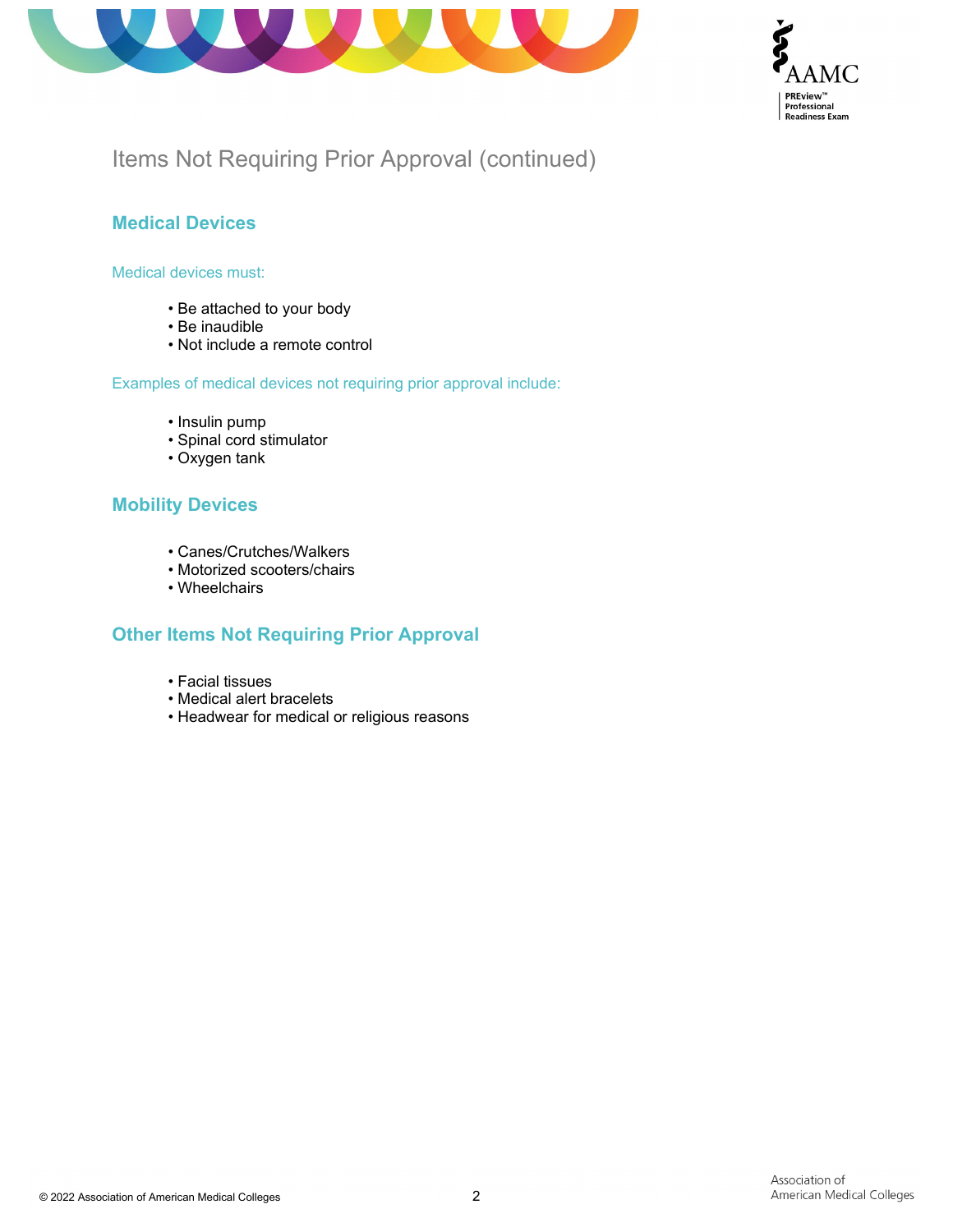# Items Not Requiring Prior Approval (continued)

## Medical Devices

Medical devices must:

- Be attached to your body
- Be inaudible
- Not include a remote control

Examples of medical devices not requiring prior approval include:

- Insulin pump
- Spinal cord stimulator
- Oxygen tank

## Mobility Devices

- Canes/Crutches/Walkers
- Motorized scooters/chairs
- Wheelchairs

## Other Items Not Requiring Prior Approval

- Facial tissues
- Medical alert bracelets
- Headwear for medical or religious reasons